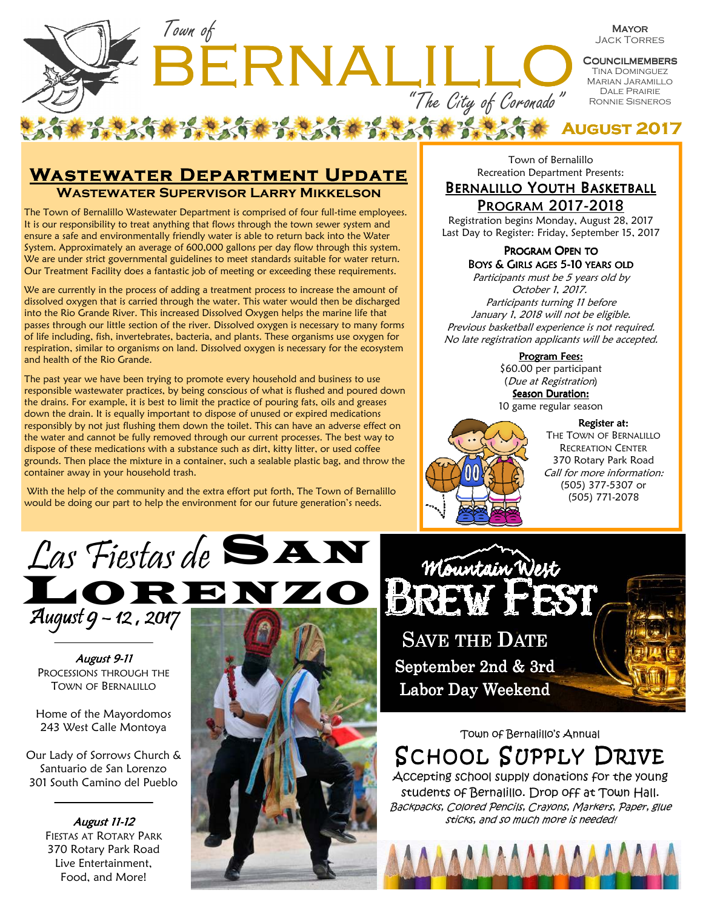# Town of BERNALILLO

*"The City of Coronado"*

**Mayor**
Jack Torres

**Councilmembers**
Tina Dominguez
Marian Jaramillo
Dale Prairie
Ronnie Sisneros

**August 2017**

## Wastewater Department Update

### Wastewater Supervisor Larry Mikkelson

The Town of Bernalillo Wastewater Department is comprised of four full-time employees. It is our responsibility to treat anything that flows through the town sewer system and ensure a safe and environmentally friendly water is able to return back into the Water System. Approximately an average of 600,000 gallons per day flow through this system. We are under strict governmental guidelines to meet standards suitable for water return. Our Treatment Facility does a fantastic job of meeting or exceeding these requirements.

We are currently in the process of adding a treatment process to increase the amount of dissolved oxygen that is carried through the water. This water would then be discharged into the Rio Grande River. This increased Dissolved Oxygen helps the marine life that passes through our little section of the river. Dissolved oxygen is necessary to many forms of life including, fish, invertebrates, bacteria, and plants. These organisms use oxygen for respiration, similar to organisms on land. Dissolved oxygen is necessary for the ecosystem and health of the Rio Grande.

The past year we have been trying to promote every household and business to use responsible wastewater practices, by being conscious of what is flushed and poured down the drains. For example, it is best to limit the practice of pouring fats, oils and greases down the drain. It is equally important to dispose of unused or expired medications responsibly by not just flushing them down the toilet. This can have an adverse effect on the water and cannot be fully removed through our current processes. The best way to dispose of these medications with a substance such as dirt, kitty litter, or used coffee grounds. Then place the mixture in a container, such a sealable plastic bag, and throw the container away in your household trash.

With the help of the community and the extra effort put forth, The Town of Bernalillo would be doing our part to help the environment for our future generation's needs.

Town of Bernalillo
Recreation Department Presents:

## Bernalillo Youth Basketball Program 2017-2018

Registration begins Monday, August 28, 2017
Last Day to Register: Friday, September 15, 2017

**Program Open to Boys & Girls ages 5-10 years old**

*Participants must be 5 years old by October 1, 2017.*
*Participants turning 11 before January 1, 2018 will not be eligible.*
*Previous basketball experience is not required.*
*No late registration applicants will be accepted.*

**Program Fees:**
$60.00 per participant
(*Due at Registration*)

**Season Duration:**
10 game regular season

**Register at:**
The Town of Bernalillo
Recreation Center
370 Rotary Park Road
*Call for more information:*
(505) 377-5307 or
(505) 771-2078

## Las Fiestas de San Lorenzo

*August 9 - 12, 2017*

*August 9-11*
Processions through the Town of Bernalillo

Home of the Mayordomos
243 West Calle Montoya

Our Lady of Sorrows Church &
Santuario de San Lorenzo
301 South Camino del Pueblo

*August 11-12*
Fiestas at Rotary Park
370 Rotary Park Road
Live Entertainment,
Food, and More!

## Mountain West Brew Fest

Save the Date
September 2nd & 3rd
Labor Day Weekend

Town of Bernalillo's Annual

## School Supply Drive

Accepting school supply donations for the young students of Bernalillo. Drop off at Town Hall.
*Backpacks, Colored Pencils, Crayons, Markers, Paper, glue sticks, and so much more is needed!*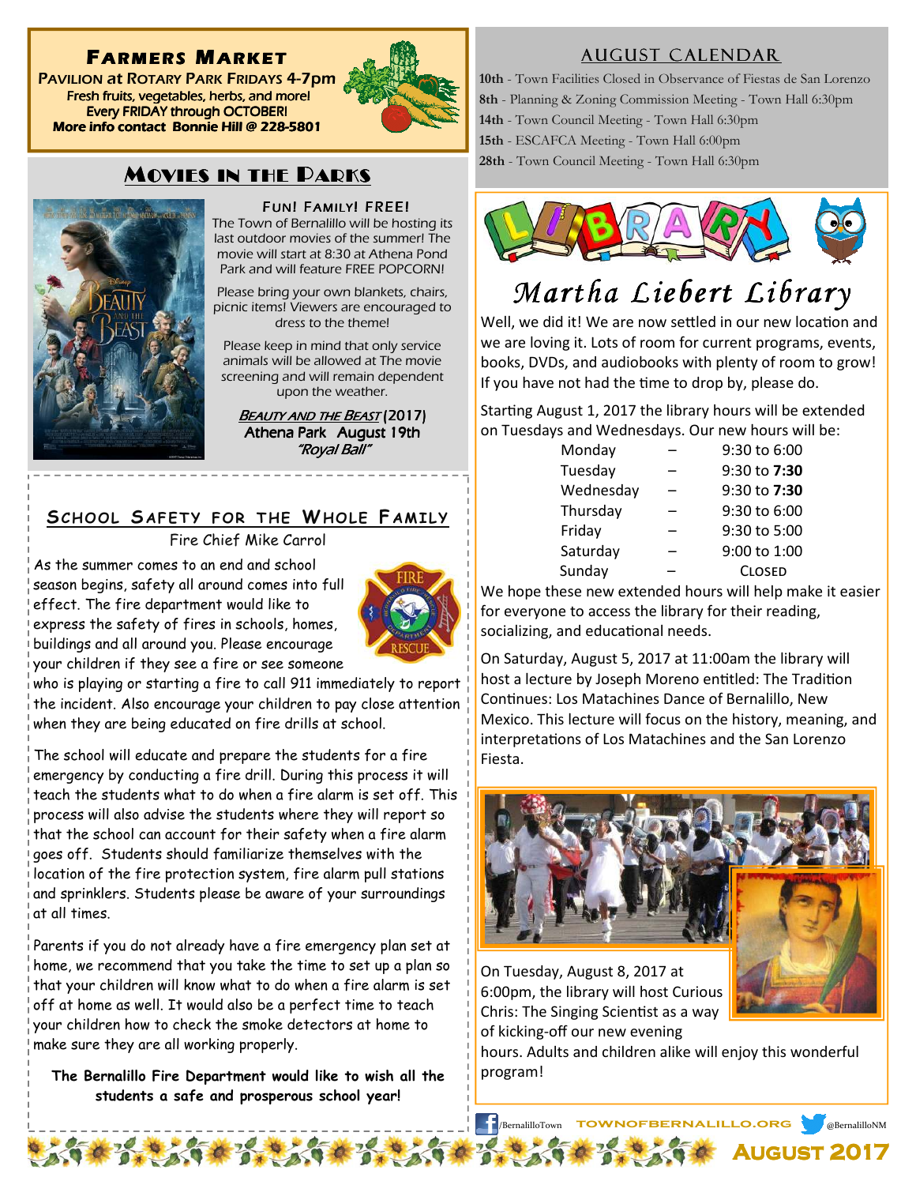## Farmers Market

**Pavilion at Rotary Park Fridays 4-7pm**
Fresh fruits, vegetables, herbs, and more!
Every FRIDAY through OCTOBER!
More info contact Bonnie Hill @ 228-5801

## Movies in the Parks

**Fun! Family! FREE!**

The Town of Bernalillo will be hosting its last outdoor movies of the summer! The movie will start at 8:30 at Athena Pond Park and will feature FREE POPCORN!

Please bring your own blankets, chairs, picnic items! Viewers are encouraged to dress to the theme!

Please keep in mind that only service animals will be allowed at The movie screening and will remain dependent upon the weather.

*Beauty and the Beast* (2017)
Athena Park August 19th
*"Royal Ball"*

## School Safety for the Whole Family

Fire Chief Mike Carrol

As the summer comes to an end and school season begins, safety all around comes into full effect. The fire department would like to express the safety of fires in schools, homes, buildings and all around you. Please encourage your children if they see a fire or see someone who is playing or starting a fire to call 911 immediately to report the incident. Also encourage your children to pay close attention when they are being educated on fire drills at school.

The school will educate and prepare the students for a fire emergency by conducting a fire drill. During this process it will teach the students what to do when a fire alarm is set off. This process will also advise the students where they will report so that the school can account for their safety when a fire alarm goes off. Students should familiarize themselves with the location of the fire protection system, fire alarm pull stations and sprinklers. Students please be aware of your surroundings at all times.

Parents if you do not already have a fire emergency plan set at home, we recommend that you take the time to set up a plan so that your children will know what to do when a fire alarm is set off at home as well. It would also be a perfect time to teach your children how to check the smoke detectors at home to make sure they are all working properly.

**The Bernalillo Fire Department would like to wish all the students a safe and prosperous school year!**

## August Calendar

- **10th** - Town Facilities Closed in Observance of Fiestas de San Lorenzo
- **8th** - Planning & Zoning Commission Meeting - Town Hall 6:30pm
- **14th** - Town Council Meeting - Town Hall 6:30pm
- **15th** - ESCAFCA Meeting - Town Hall 6:00pm
- **28th** - Town Council Meeting - Town Hall 6:30pm

## Library

## Martha Liebert Library

Well, we did it! We are now settled in our new location and we are loving it. Lots of room for current programs, events, books, DVDs, and audiobooks with plenty of room to grow! If you have not had the time to drop by, please do.

Starting August 1, 2017 the library hours will be extended on Tuesdays and Wednesdays. Our new hours will be:

| | | |
|---|---|---|
| Monday | – | 9:30 to 6:00 |
| Tuesday | – | 9:30 to **7:30** |
| Wednesday | – | 9:30 to **7:30** |
| Thursday | – | 9:30 to 6:00 |
| Friday | – | 9:30 to 5:00 |
| Saturday | – | 9:00 to 1:00 |
| Sunday | – | Closed |

We hope these new extended hours will help make it easier for everyone to access the library for their reading, socializing, and educational needs.

On Saturday, August 5, 2017 at 11:00am the library will host a lecture by Joseph Moreno entitled: The Tradition Continues: Los Matachines Dance of Bernalillo, New Mexico. This lecture will focus on the history, meaning, and interpretations of Los Matachines and the San Lorenzo Fiesta.

On Tuesday, August 8, 2017 at 6:00pm, the library will host Curious Chris: The Singing Scientist as a way of kicking-off our new evening hours. Adults and children alike will enjoy this wonderful program!

/BernalilloTown TOWNOFBERNALILLO.ORG @BernalilloNM

August 2017